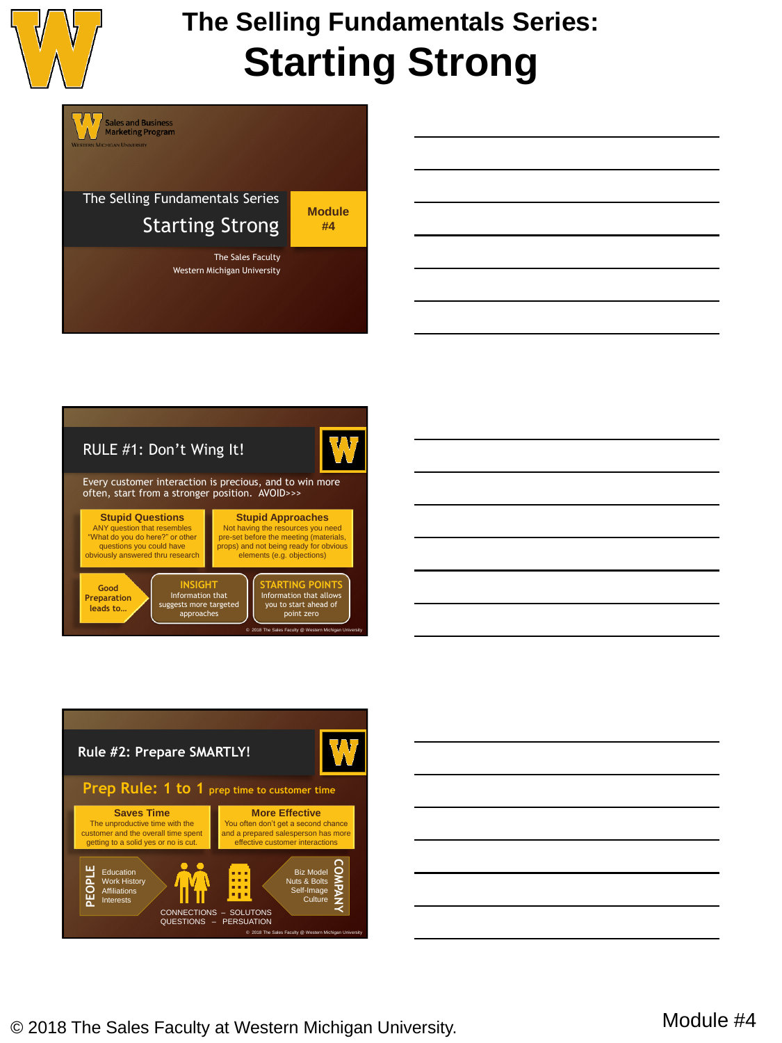# The Selling Fundamentals Series:
# Starting Strong

Sales and Business Marketing Program
Western Michigan University

The Selling Fundamentals Series

Starting Strong

Module #4

The Sales Faculty
Western Michigan University

## RULE #1: Don't Wing It!

Every customer interaction is precious, and to win more often, start from a stronger position. AVOID>>>

**Stupid Questions**
ANY question that resembles "What do you do here?" or other questions you could have obviously answered thru research

**Stupid Approaches**
Not having the resources you need pre-set before the meeting (materials, props) and not being ready for obvious elements (e.g. objections)

Good Preparation leads to…

**INSIGHT**
Information that suggests more targeted approaches

**STARTING POINTS**
Information that allows you to start ahead of point zero

© 2018 The Sales Faculty @ Western Michigan University

## Rule #2: Prepare SMARTLY!

**Prep Rule: 1 to 1** prep time to customer time

**Saves Time**
The unproductive time with the customer and the overall time spent getting to a solid yes or no is cut.

**More Effective**
You often don't get a second chance and a prepared salesperson has more effective customer interactions

PEOPLE
- Education
- Work History
- Affiliations
- Interests

COMPANY
- Biz Model
- Nuts & Bolts
- Self-Image
- Culture

CONNECTIONS – SOLUTONS
QUESTIONS – PERSUATION

© 2018 The Sales Faculty @ Western Michigan University

© 2018 The Sales Faculty at Western Michigan University.

Module #4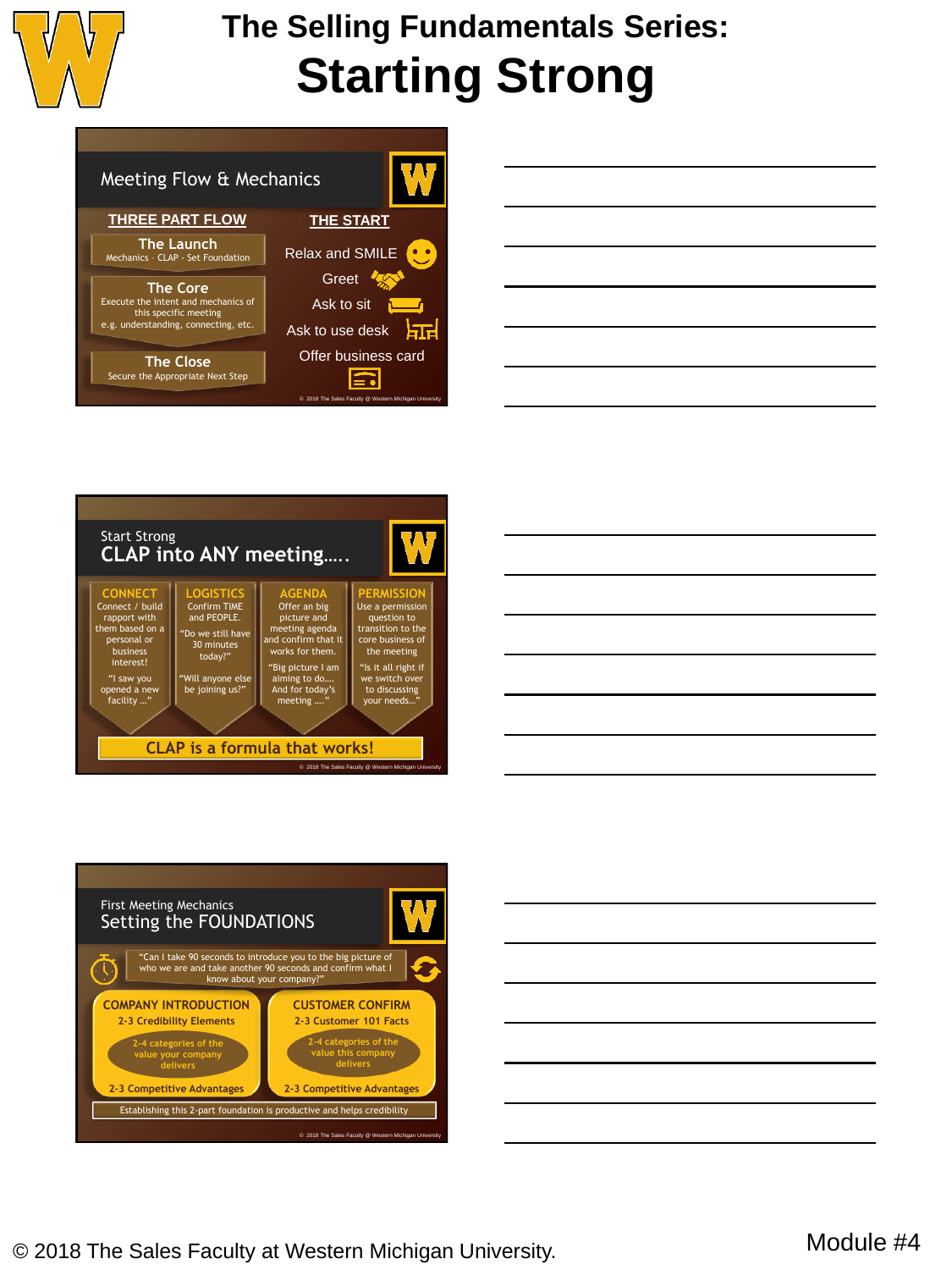# The Selling Fundamentals Series:
# Starting Strong

## Meeting Flow & Mechanics

**THREE PART FLOW**

**The Launch**
Mechanics - CLAP - Set Foundation

**The Core**
Execute the intent and mechanics of this specific meeting
e.g. understanding, connecting, etc.

**The Close**
Secure the Appropriate Next Step

**THE START**

- Relax and SMILE
- Greet
- Ask to sit
- Ask to use desk
- Offer business card

© 2018 The Sales Faculty @ Western Michigan University

## Start Strong
## CLAP into ANY meeting…..

**CONNECT**
Connect / build rapport with them based on a personal or business interest!
"I saw you opened a new facility …"

**LOGISTICS**
Confirm TIME and PEOPLE.
"Do we still have 30 minutes today?"
"Will anyone else be joining us?"

**AGENDA**
Offer an big picture and meeting agenda and confirm that it works for them.
"Big picture I am aiming to do…. And for today's meeting …."

**PERMISSION**
Use a permission question to transition to the core business of the meeting
"Is it all right if we switch over to discussing your needs…"

**CLAP is a formula that works!**

© 2018 The Sales Faculty @ Western Michigan University

## First Meeting Mechanics
## Setting the FOUNDATIONS

"Can I take 90 seconds to introduce you to the big picture of who we are and take another 90 seconds and confirm what I know about your company?"

**COMPANY INTRODUCTION**
2-3 Credibility Elements
2-4 categories of the value your company delivers
2-3 Competitive Advantages

**CUSTOMER CONFIRM**
2-3 Customer 101 Facts
2-4 categories of the value this company delivers
2-3 Competitive Advantages

Establishing this 2-part foundation is productive and helps credibility

© 2018 The Sales Faculty @ Western Michigan University

© 2018 The Sales Faculty at Western Michigan University.

Module #4